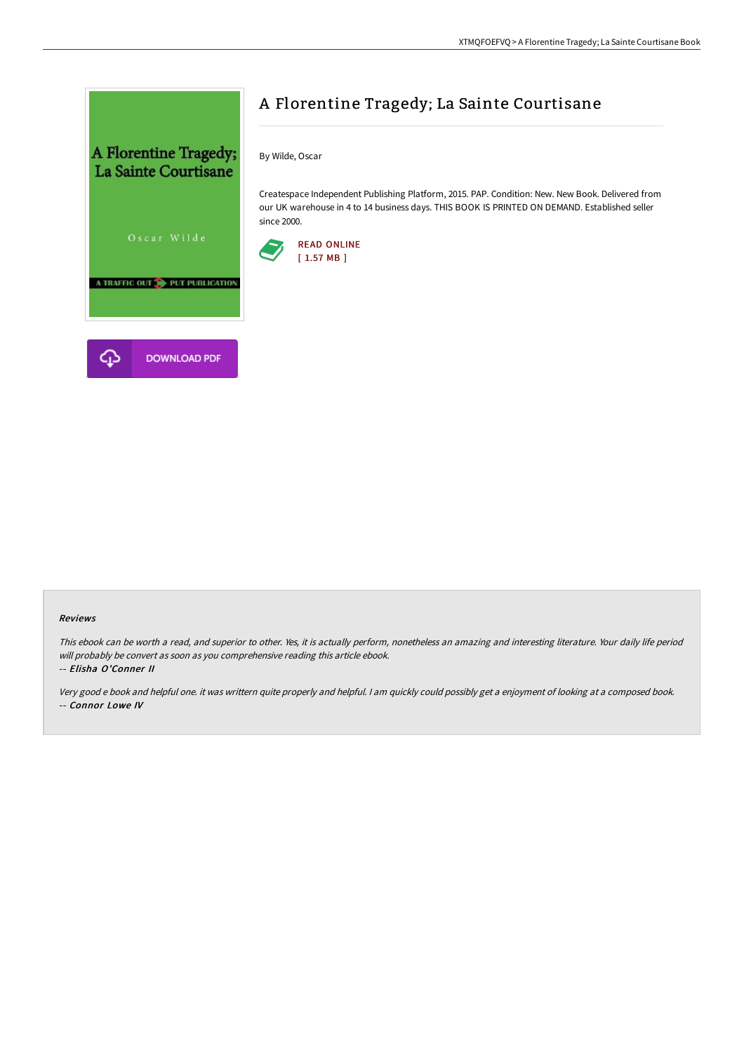# A Florentine Tragedy; La Sainte Courtisane

By Wilde, Oscar

Createspace Independent Publishing Platform, 2015. PAP. Condition: New. New Book. Delivered from our UK warehouse in 4 to 14 business days. THIS BOOK IS PRINTED ON DEMAND. Established seller since 2000.

READ ONLINE
[ 1.57 MB ]

DOWNLOAD PDF

### Reviews

*This ebook can be worth a read, and superior to other. Yes, it is actually perform, nonetheless an amazing and interesting literature. Your daily life period will probably be convert as soon as you comprehensive reading this article ebook.*

*-- Elisha O'Conner II*

*Very good e book and helpful one. it was writtern quite properly and helpful. I am quickly could possibly get a enjoyment of looking at a composed book.*

*-- Connor Lowe IV*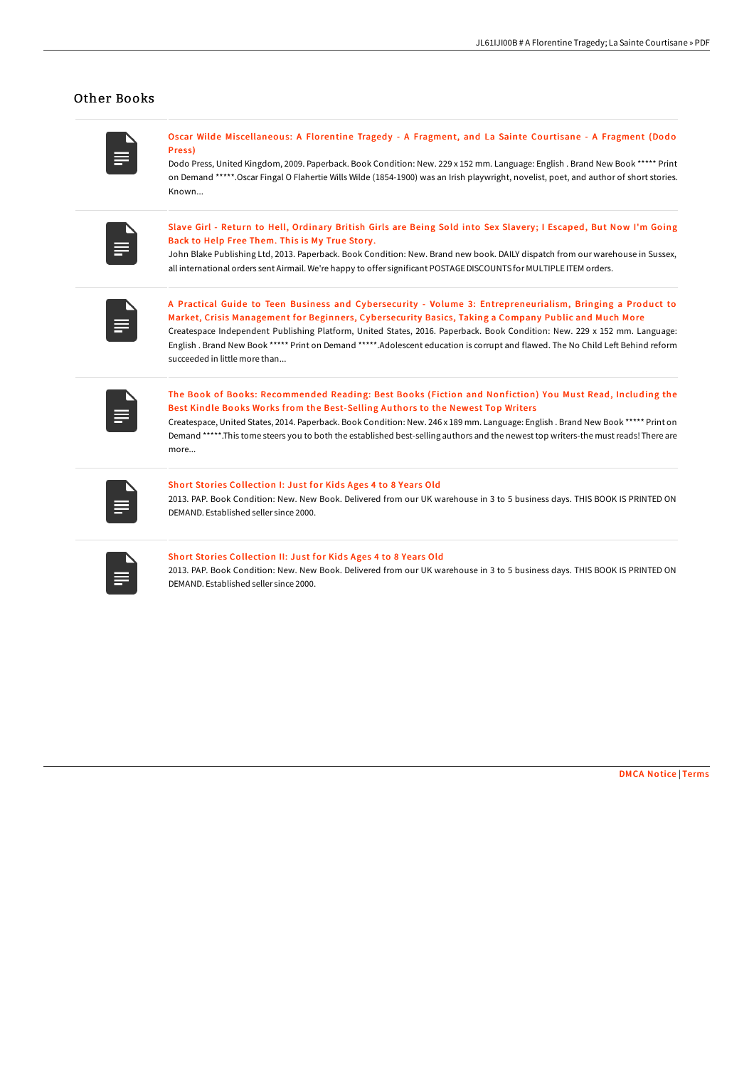## Other Books

**Oscar Wilde Miscellaneous: A Florentine Tragedy - A Fragment, and La Sainte Courtisane - A Fragment (Dodo Press)**

Dodo Press, United Kingdom, 2009. Paperback. Book Condition: New. 229 x 152 mm. Language: English . Brand New Book ***** Print on Demand *****.Oscar Fingal O Flahertie Wills Wilde (1854-1900) was an Irish playwright, novelist, poet, and author of short stories. Known...

**Slave Girl - Return to Hell, Ordinary British Girls are Being Sold into Sex Slavery; I Escaped, But Now I'm Going Back to Help Free Them. This is My True Story.**

John Blake Publishing Ltd, 2013. Paperback. Book Condition: New. Brand new book. DAILY dispatch from our warehouse in Sussex, all international orders sent Airmail. We're happy to offer significant POSTAGE DISCOUNTS for MULTIPLE ITEM orders.

**A Practical Guide to Teen Business and Cybersecurity - Volume 3: Entrepreneurialism, Bringing a Product to Market, Crisis Management for Beginners, Cybersecurity Basics, Taking a Company Public and Much More**

Createspace Independent Publishing Platform, United States, 2016. Paperback. Book Condition: New. 229 x 152 mm. Language: English . Brand New Book ***** Print on Demand *****.Adolescent education is corrupt and flawed. The No Child Left Behind reform succeeded in little more than...

**The Book of Books: Recommended Reading: Best Books (Fiction and Nonfiction) You Must Read, Including the Best Kindle Books Works from the Best-Selling Authors to the Newest Top Writers**

Createspace, United States, 2014. Paperback. Book Condition: New. 246 x 189 mm. Language: English . Brand New Book ***** Print on Demand *****.This tome steers you to both the established best-selling authors and the newest top writers-the must reads! There are more...

**Short Stories Collection I: Just for Kids Ages 4 to 8 Years Old**

2013. PAP. Book Condition: New. New Book. Delivered from our UK warehouse in 3 to 5 business days. THIS BOOK IS PRINTED ON DEMAND. Established seller since 2000.

**Short Stories Collection II: Just for Kids Ages 4 to 8 Years Old**

2013. PAP. Book Condition: New. New Book. Delivered from our UK warehouse in 3 to 5 business days. THIS BOOK IS PRINTED ON DEMAND. Established seller since 2000.